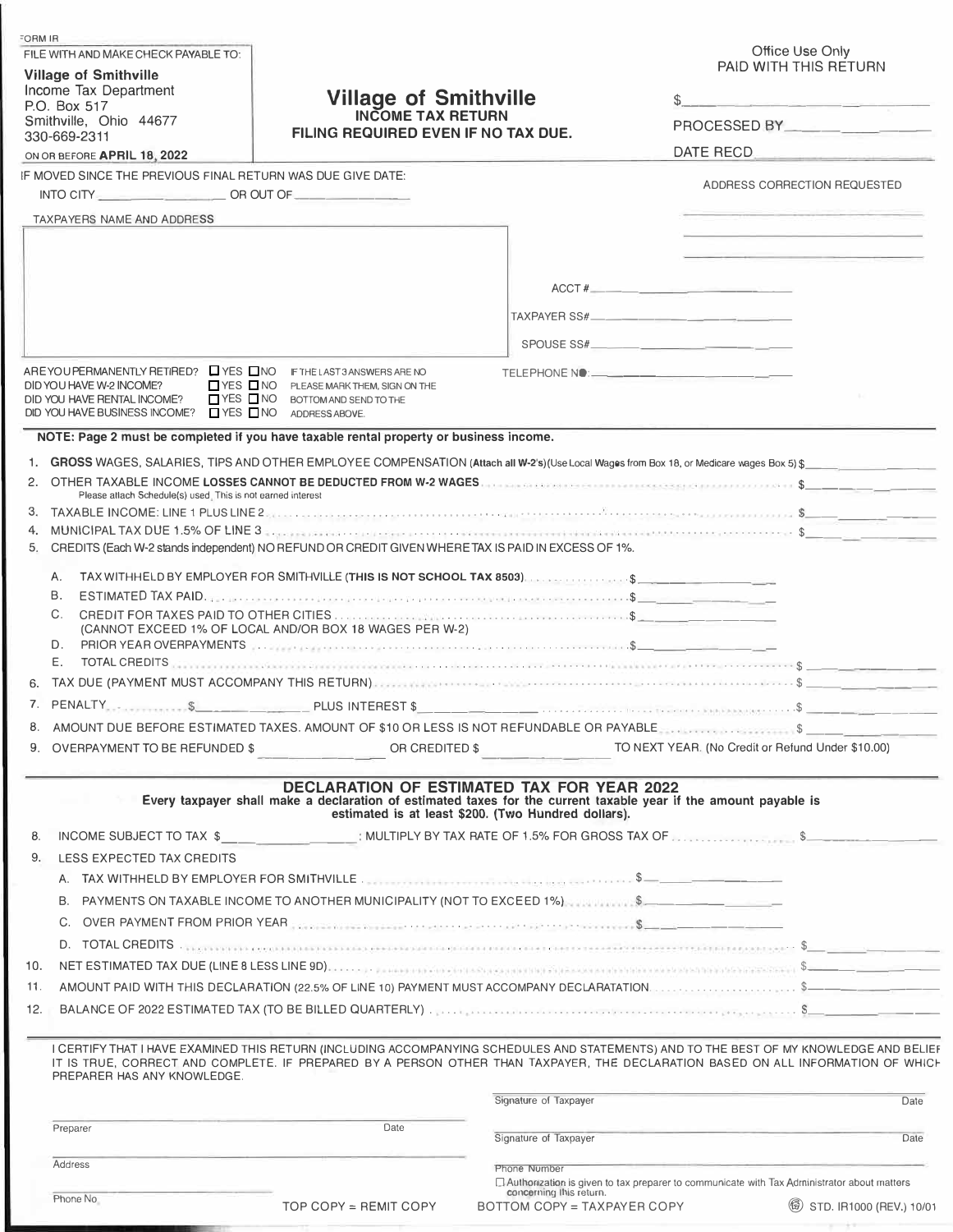FORM IR

FILE WITH AND MAKE CHECK PAYABLE TO:

**Village of Smithville**
Income Tax Department
P.O. Box 517
Smithville, Ohio 44677
330-669-2311

ON OR BEFORE **APRIL 18, 2022**

# Village of Smithville

## INCOME TAX RETURN

### FILING REQUIRED EVEN IF NO TAX DUE.

Office Use Only
PAID WITH THIS RETURN

$ ____________

PROCESSED BY ____________

DATE RECD ____________

IF MOVED SINCE THE PREVIOUS FINAL RETURN WAS DUE GIVE DATE:

INTO CITY ____________ OR OUT OF ____________

ADDRESS CORRECTION REQUESTED

TAXPAYERS NAME AND ADDRESS

ACCT # ____________

TAXPAYER SS# ____________

SPOUSE SS# ____________

TELEPHONE NO: ____________

ARE YOU PERMANENTLY RETIRED? ☐ YES ☐ NO
DID YOU HAVE W-2 INCOME? ☐ YES ☐ NO
DID YOU HAVE RENTAL INCOME? ☐ YES ☐ NO
DID YOU HAVE BUSINESS INCOME? ☐ YES ☐ NO

IF THE LAST 3 ANSWERS ARE NO PLEASE MARK THEM, SIGN ON THE BOTTOM AND SEND TO THE ADDRESS ABOVE.

**NOTE: Page 2 must be completed if you have taxable rental property or business income.**

1. **GROSS** WAGES, SALARIES, TIPS AND OTHER EMPLOYEE COMPENSATION (**Attach all W-2's**)(Use Local Wages from Box 18, or Medicare wages Box 5) $ ____________
2. OTHER TAXABLE INCOME **LOSSES CANNOT BE DEDUCTED FROM W-2 WAGES** $ ____________
   Please attach Schedule(s) used. This is not earned interest
3. TAXABLE INCOME: LINE 1 PLUS LINE 2 $ ____________
4. MUNICIPAL TAX DUE 1.5% OF LINE 3 $ ____________
5. CREDITS (Each W-2 stands independent) NO REFUND OR CREDIT GIVEN WHERE TAX IS PAID IN EXCESS OF 1%.
   - A. TAX WITHHELD BY EMPLOYER FOR SMITHVILLE (**THIS IS NOT SCHOOL TAX 8503**) $ ____________
   - B. ESTIMATED TAX PAID $ ____________
   - C. CREDIT FOR TAXES PAID TO OTHER CITIES $ ____________
     (CANNOT EXCEED 1% OF LOCAL AND/OR BOX 18 WAGES PER W-2)
   - D. PRIOR YEAR OVERPAYMENTS $ ____________
   - E. TOTAL CREDITS $ ____________
6. TAX DUE (PAYMENT MUST ACCOMPANY THIS RETURN) $ ____________
7. PENALTY $ ____________ PLUS INTEREST $ ____________ $ ____________
8. AMOUNT DUE BEFORE ESTIMATED TAXES. AMOUNT OF $10 OR LESS IS NOT REFUNDABLE OR PAYABLE $ ____________
9. OVERPAYMENT TO BE REFUNDED $ ____________ OR CREDITED $ ____________ TO NEXT YEAR. (No Credit or Refund Under $10.00)

## DECLARATION OF ESTIMATED TAX FOR YEAR 2022

**Every taxpayer shall make a declaration of estimated taxes for the current taxable year if the amount payable is estimated is at least $200. (Two Hundred dollars).**

8. INCOME SUBJECT TO TAX $ ____________ : MULTIPLY BY TAX RATE OF 1.5% FOR GROSS TAX OF $ ____________
9. LESS EXPECTED TAX CREDITS
   - A. TAX WITHHELD BY EMPLOYER FOR SMITHVILLE $ ____________
   - B. PAYMENTS ON TAXABLE INCOME TO ANOTHER MUNICIPALITY (NOT TO EXCEED 1%) $ ____________
   - C. OVER PAYMENT FROM PRIOR YEAR $ ____________
   - D. TOTAL CREDITS $ ____________
10. NET ESTIMATED TAX DUE (LINE 8 LESS LINE 9D) $ ____________
11. AMOUNT PAID WITH THIS DECLARATION (22.5% OF LINE 10) PAYMENT MUST ACCOMPANY DECLARATATION $ ____________
12. BALANCE OF 2022 ESTIMATED TAX (TO BE BILLED QUARTERLY) $ ____________

I CERTIFY THAT I HAVE EXAMINED THIS RETURN (INCLUDING ACCOMPANYING SCHEDULES AND STATEMENTS) AND TO THE BEST OF MY KNOWLEDGE AND BELIEF IT IS TRUE, CORRECT AND COMPLETE. IF PREPARED BY A PERSON OTHER THAN TAXPAYER, THE DECLARATION BASED ON ALL INFORMATION OF WHICH PREPARER HAS ANY KNOWLEDGE.

Signature of Taxpayer ____________ Date ____________

Preparer ____________ Date ____________

Signature of Taxpayer ____________ Date ____________

Address ____________

Phone Number ____________

☐ Authorization is given to tax preparer to communicate with Tax Administrator about matters concerning this return.

Phone No. ____________

TOP COPY = REMIT COPY BOTTOM COPY = TAXPAYER COPY STD. IR1000 (REV.) 10/01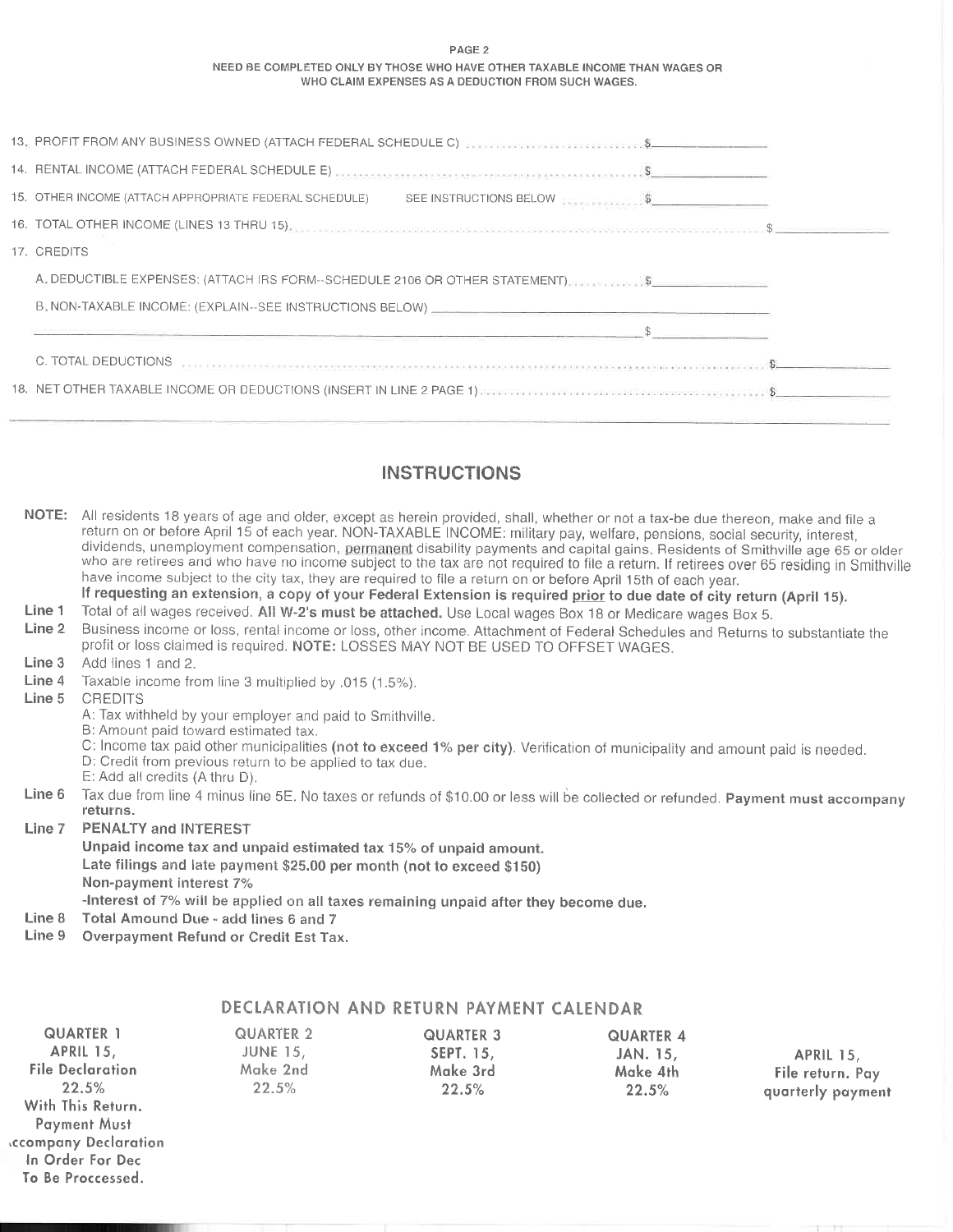PAGE 2

NEED BE COMPLETED ONLY BY THOSE WHO HAVE OTHER TAXABLE INCOME THAN WAGES OR WHO CLAIM EXPENSES AS A DEDUCTION FROM SUCH WAGES.

13. PROFIT FROM ANY BUSINESS OWNED (ATTACH FEDERAL SCHEDULE C) ............................ $\_\_\_\_\_\_\_\_\_\_

14. RENTAL INCOME (ATTACH FEDERAL SCHEDULE E) ............................ $\_\_\_\_\_\_\_\_\_\_

15. OTHER INCOME (ATTACH APPROPRIATE FEDERAL SCHEDULE) SEE INSTRUCTIONS BELOW ............ $\_\_\_\_\_\_\_\_\_\_

16. TOTAL OTHER INCOME (LINES 13 THRU 15) ............................ $\_\_\_\_\_\_\_\_\_\_

17. CREDITS

A. DEDUCTIBLE EXPENSES: (ATTACH IRS FORM--SCHEDULE 2106 OR OTHER STATEMENT) ............ $\_\_\_\_\_\_\_\_\_\_

B. NON-TAXABLE INCOME: (EXPLAIN--SEE INSTRUCTIONS BELOW) \_\_\_\_\_\_\_\_\_\_

\_\_\_\_\_\_\_\_\_\_ $\_\_\_\_\_\_\_\_\_\_

C. TOTAL DEDUCTIONS ............................ $\_\_\_\_\_\_\_\_\_\_

18. NET OTHER TAXABLE INCOME OR DEDUCTIONS (INSERT IN LINE 2 PAGE 1) ............................ $\_\_\_\_\_\_\_\_\_\_

## INSTRUCTIONS

**NOTE:** All residents 18 years of age and older, except as herein provided, shall, whether or not a tax-be due thereon, make and file a return on or before April 15 of each year. NON-TAXABLE INCOME: military pay, welfare, pensions, social security, interest, dividends, unemployment compensation, permanent disability payments and capital gains. Residents of Smithville age 65 or older who are retirees and who have no income subject to the tax are not required to file a return. If retirees over 65 residing in Smithville have income subject to the city tax, they are required to file a return on or before April 15th of each year.
**If requesting an extension, a copy of your Federal Extension is required prior to due date of city return (April 15).**

**Line 1** Total of all wages received. **All W-2's must be attached.** Use Local wages Box 18 or Medicare wages Box 5.

**Line 2** Business income or loss, rental income or loss, other income. Attachment of Federal Schedules and Returns to substantiate the profit or loss claimed is required. **NOTE:** LOSSES MAY NOT BE USED TO OFFSET WAGES.

**Line 3** Add lines 1 and 2.

**Line 4** Taxable income from line 3 multiplied by .015 (1.5%).

**Line 5** CREDITS
- A: Tax withheld by your employer and paid to Smithville.
- B: Amount paid toward estimated tax.
- C: Income tax paid other municipalities **(not to exceed 1% per city)**. Verification of municipality and amount paid is needed.
- D: Credit from previous return to be applied to tax due.
- E: Add all credits (A thru D).

**Line 6** Tax due from line 4 minus line 5E. No taxes or refunds of $10.00 or less will be collected or refunded. **Payment must accompany returns.**

**Line 7** **PENALTY and INTEREST**
**Unpaid income tax and unpaid estimated tax 15% of unpaid amount.**
**Late filings and late payment $25.00 per month (not to exceed $150)**
**Non-payment interest 7%**
**-Interest of 7% will be applied on all taxes remaining unpaid after they become due.**

**Line 8** **Total Amound Due - add lines 6 and 7**

**Line 9** **Overpayment Refund or Credit Est Tax.**

## DECLARATION AND RETURN PAYMENT CALENDAR

| QUARTER 1 | QUARTER 2 | QUARTER 3 | QUARTER 4 | |
|---|---|---|---|---|
| APRIL 15, File Declaration 22.5% With This Return. Payment Must Accompany Declaration In Order For Dec To Be Proccessed. | JUNE 15, Make 2nd 22.5% | SEPT. 15, Make 3rd 22.5% | JAN. 15, Make 4th 22.5% | APRIL 15, File return. Pay quarterly payment |